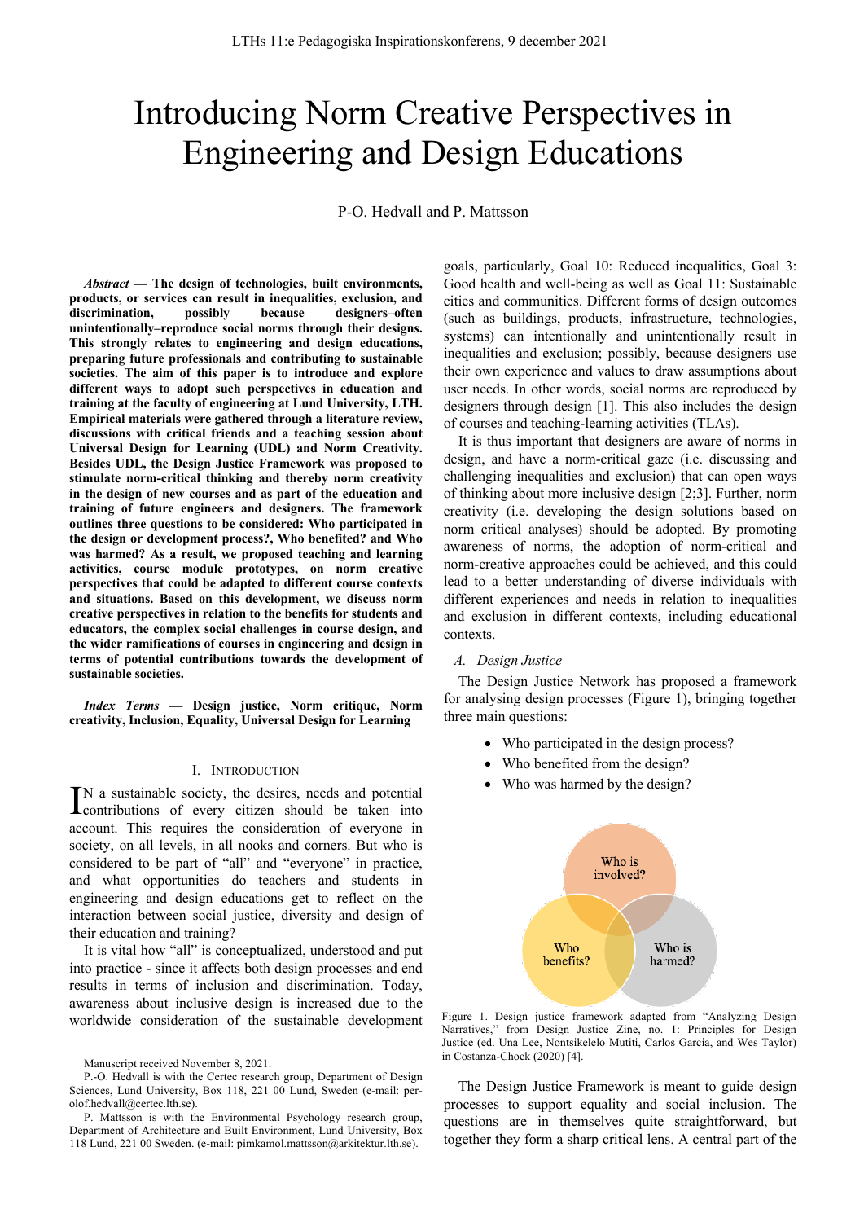# Introducing Norm Creative Perspectives in Engineering and Design Educations

P-O. Hedvall and P. Mattsson

***Abstract* — The design of technologies, built environments, products, or services can result in inequalities, exclusion, and discrimination, possibly because designers–often unintentionally–reproduce social norms through their designs. This strongly relates to engineering and design educations, preparing future professionals and contributing to sustainable societies. The aim of this paper is to introduce and explore different ways to adopt such perspectives in education and training at the faculty of engineering at Lund University, LTH. Empirical materials were gathered through a literature review, discussions with critical friends and a teaching session about Universal Design for Learning (UDL) and Norm Creativity. Besides UDL, the Design Justice Framework was proposed to stimulate norm-critical thinking and thereby norm creativity in the design of new courses and as part of the education and training of future engineers and designers. The framework outlines three questions to be considered: Who participated in the design or development process?, Who benefited? and Who was harmed? As a result, we proposed teaching and learning activities, course module prototypes, on norm creative perspectives that could be adapted to different course contexts and situations. Based on this development, we discuss norm creative perspectives in relation to the benefits for students and educators, the complex social challenges in course design, and the wider ramifications of courses in engineering and design in terms of potential contributions towards the development of sustainable societies.**

***Index Terms* — Design justice, Norm critique, Norm creativity, Inclusion, Equality, Universal Design for Learning**

## I. Introduction

In a sustainable society, the desires, needs and potential contributions of every citizen should be taken into account. This requires the consideration of everyone in society, on all levels, in all nooks and corners. But who is considered to be part of "all" and "everyone" in practice, and what opportunities do teachers and students in engineering and design educations get to reflect on the interaction between social justice, diversity and design of their education and training?

It is vital how "all" is conceptualized, understood and put into practice - since it affects both design processes and end results in terms of inclusion and discrimination. Today, awareness about inclusive design is increased due to the worldwide consideration of the sustainable development goals, particularly, Goal 10: Reduced inequalities, Goal 3: Good health and well-being as well as Goal 11: Sustainable cities and communities. Different forms of design outcomes (such as buildings, products, infrastructure, technologies, systems) can intentionally and unintentionally result in inequalities and exclusion; possibly, because designers use their own experience and values to draw assumptions about user needs. In other words, social norms are reproduced by designers through design [1]. This also includes the design of courses and teaching-learning activities (TLAs).

It is thus important that designers are aware of norms in design, and have a norm-critical gaze (i.e. discussing and challenging inequalities and exclusion) that can open ways of thinking about more inclusive design [2;3]. Further, norm creativity (i.e. developing the design solutions based on norm critical analyses) should be adopted. By promoting awareness of norms, the adoption of norm-critical and norm-creative approaches could be achieved, and this could lead to a better understanding of diverse individuals with different experiences and needs in relation to inequalities and exclusion in different contexts, including educational contexts.

### *A. Design Justice*

The Design Justice Network has proposed a framework for analysing design processes (Figure 1), bringing together three main questions:

- Who participated in the design process?
- Who benefited from the design?
- Who was harmed by the design?

Figure 1. Design justice framework adapted from "Analyzing Design Narratives," from Design Justice Zine, no. 1: Principles for Design Justice (ed. Una Lee, Nontsikelelo Mutiti, Carlos Garcia, and Wes Taylor) in Costanza-Chock (2020) [4].

The Design Justice Framework is meant to guide design processes to support equality and social inclusion. The questions are in themselves quite straightforward, but together they form a sharp critical lens. A central part of the

Manuscript received November 8, 2021.

P.-O. Hedvall is with the Certec research group, Department of Design Sciences, Lund University, Box 118, 221 00 Lund, Sweden (e-mail: per-olof.hedvall@certec.lth.se).

P. Mattsson is with the Environmental Psychology research group, Department of Architecture and Built Environment, Lund University, Box 118 Lund, 221 00 Sweden. (e-mail: pimkamol.mattsson@arkitektur.lth.se).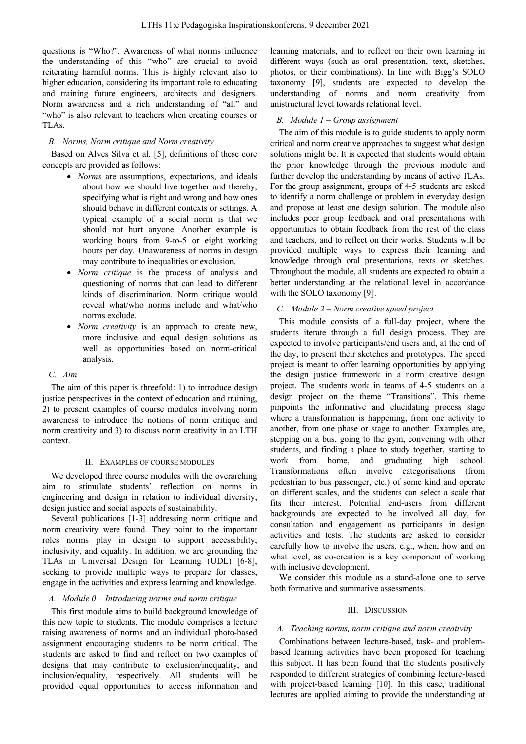questions is "Who?". Awareness of what norms influence the understanding of this "who" are crucial to avoid reiterating harmful norms. This is highly relevant also to higher education, considering its important role to educating and training future engineers, architects and designers. Norm awareness and a rich understanding of "all" and "who" is also relevant to teachers when creating courses or TLAs.

### B. Norms, Norm critique and Norm creativity

Based on Alves Silva et al. [5], definitions of these core concepts are provided as follows:

- *Norms* are assumptions, expectations, and ideals about how we should live together and thereby, specifying what is right and wrong and how ones should behave in different contexts or settings. A typical example of a social norm is that we should not hurt anyone. Another example is working hours from 9-to-5 or eight working hours per day. Unawareness of norms in design may contribute to inequalities or exclusion.
- *Norm critique* is the process of analysis and questioning of norms that can lead to different kinds of discrimination. Norm critique would reveal what/who norms include and what/who norms exclude.
- *Norm creativity* is an approach to create new, more inclusive and equal design solutions as well as opportunities based on norm-critical analysis.

### C. Aim

The aim of this paper is threefold: 1) to introduce design justice perspectives in the context of education and training, 2) to present examples of course modules involving norm awareness to introduce the notions of norm critique and norm creativity and 3) to discuss norm creativity in an LTH context.

## II. Examples of course modules

We developed three course modules with the overarching aim to stimulate students' reflection on norms in engineering and design in relation to individual diversity, design justice and social aspects of sustainability.

Several publications [1-3] addressing norm critique and norm creativity were found. They point to the important roles norms play in design to support accessibility, inclusivity, and equality. In addition, we are grounding the TLAs in Universal Design for Learning (UDL) [6-8], seeking to provide multiple ways to prepare for classes, engage in the activities and express learning and knowledge.

### A. Module 0 – Introducing norms and norm critique

This first module aims to build background knowledge of this new topic to students. The module comprises a lecture raising awareness of norms and an individual photo-based assignment encouraging students to be norm critical. The students are asked to find and reflect on two examples of designs that may contribute to exclusion/inequality, and inclusion/equality, respectively. All students will be provided equal opportunities to access information and learning materials, and to reflect on their own learning in different ways (such as oral presentation, text, sketches, photos, or their combinations). In line with Bigg's SOLO taxonomy [9], students are expected to develop the understanding of norms and norm creativity from unistructural level towards relational level.

### B. Module 1 – Group assignment

The aim of this module is to guide students to apply norm critical and norm creative approaches to suggest what design solutions might be. It is expected that students would obtain the prior knowledge through the previous module and further develop the understanding by means of active TLAs. For the group assignment, groups of 4-5 students are asked to identify a norm challenge or problem in everyday design and propose at least one design solution. The module also includes peer group feedback and oral presentations with opportunities to obtain feedback from the rest of the class and teachers, and to reflect on their works. Students will be provided multiple ways to express their learning and knowledge through oral presentations, texts or sketches. Throughout the module, all students are expected to obtain a better understanding at the relational level in accordance with the SOLO taxonomy [9].

### C. Module 2 – Norm creative speed project

This module consists of a full-day project, where the students iterate through a full design process. They are expected to involve participants/end users and, at the end of the day, to present their sketches and prototypes. The speed project is meant to offer learning opportunities by applying the design justice framework in a norm creative design project. The students work in teams of 4-5 students on a design project on the theme "Transitions". This theme pinpoints the informative and elucidating process stage where a transformation is happening, from one activity to another, from one phase or stage to another. Examples are, stepping on a bus, going to the gym, convening with other students, and finding a place to study together, starting to work from home, and graduating high school. Transformations often involve categorisations (from pedestrian to bus passenger, etc.) of some kind and operate on different scales, and the students can select a scale that fits their interest. Potential end-users from different backgrounds are expected to be involved all day, for consultation and engagement as participants in design activities and tests. The students are asked to consider carefully how to involve the users, e.g., when, how and on what level, as co-creation is a key component of working with inclusive development.

We consider this module as a stand-alone one to serve both formative and summative assessments.

## III. Discussion

### A. Teaching norms, norm critique and norm creativity

Combinations between lecture-based, task- and problem-based learning activities have been proposed for teaching this subject. It has been found that the students positively responded to different strategies of combining lecture-based with project-based learning [10]. In this case, traditional lectures are applied aiming to provide the understanding at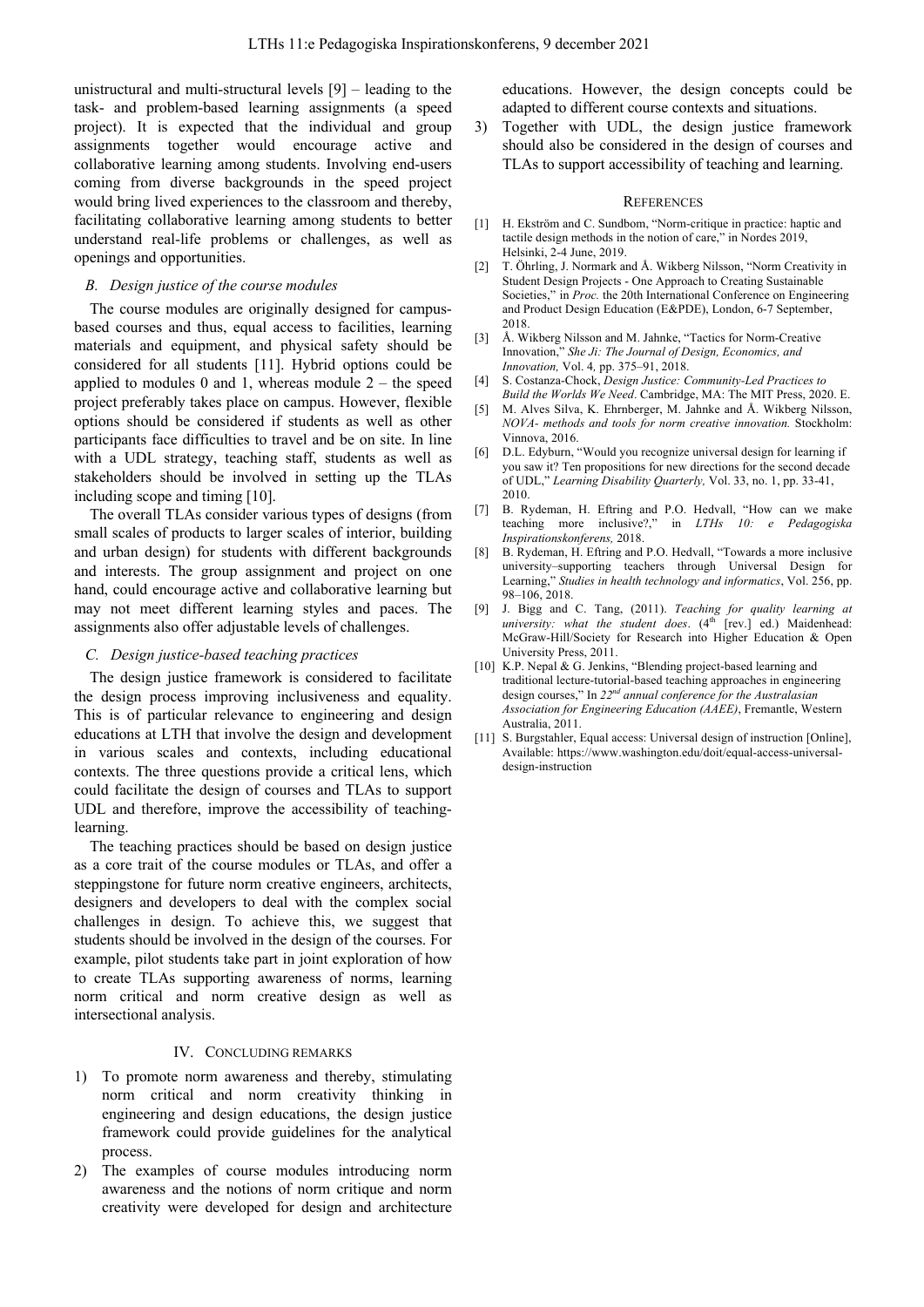unistructural and multi-structural levels [9] – leading to the task- and problem-based learning assignments (a speed project). It is expected that the individual and group assignments together would encourage active and collaborative learning among students. Involving end-users coming from diverse backgrounds in the speed project would bring lived experiences to the classroom and thereby, facilitating collaborative learning among students to better understand real-life problems or challenges, as well as openings and opportunities.

### *B. Design justice of the course modules*

The course modules are originally designed for campus-based courses and thus, equal access to facilities, learning materials and equipment, and physical safety should be considered for all students [11]. Hybrid options could be applied to modules 0 and 1, whereas module 2 – the speed project preferably takes place on campus. However, flexible options should be considered if students as well as other participants face difficulties to travel and be on site. In line with a UDL strategy, teaching staff, students as well as stakeholders should be involved in setting up the TLAs including scope and timing [10].

The overall TLAs consider various types of designs (from small scales of products to larger scales of interior, building and urban design) for students with different backgrounds and interests. The group assignment and project on one hand, could encourage active and collaborative learning but may not meet different learning styles and paces. The assignments also offer adjustable levels of challenges.

### *C. Design justice-based teaching practices*

The design justice framework is considered to facilitate the design process improving inclusiveness and equality. This is of particular relevance to engineering and design educations at LTH that involve the design and development in various scales and contexts, including educational contexts. The three questions provide a critical lens, which could facilitate the design of courses and TLAs to support UDL and therefore, improve the accessibility of teaching-learning.

The teaching practices should be based on design justice as a core trait of the course modules or TLAs, and offer a steppingstone for future norm creative engineers, architects, designers and developers to deal with the complex social challenges in design. To achieve this, we suggest that students should be involved in the design of the courses. For example, pilot students take part in joint exploration of how to create TLAs supporting awareness of norms, learning norm critical and norm creative design as well as intersectional analysis.

## IV. Concluding Remarks

1) To promote norm awareness and thereby, stimulating norm critical and norm creativity thinking in engineering and design educations, the design justice framework could provide guidelines for the analytical process.
2) The examples of course modules introducing norm awareness and the notions of norm critique and norm creativity were developed for design and architecture educations. However, the design concepts could be adapted to different course contexts and situations.
3) Together with UDL, the design justice framework should also be considered in the design of courses and TLAs to support accessibility of teaching and learning.

## References

[1] H. Ekström and C. Sundbom, "Norm-critique in practice: haptic and tactile design methods in the notion of care," in Nordes 2019, Helsinki, 2-4 June, 2019.

[2] T. Öhrling, J. Normark and Å. Wikberg Nilsson, "Norm Creativity in Student Design Projects - One Approach to Creating Sustainable Societies," in *Proc.* the 20th International Conference on Engineering and Product Design Education (E&PDE), London, 6-7 September, 2018.

[3] Å. Wikberg Nilsson and M. Jahnke, "Tactics for Norm-Creative Innovation," *She Ji: The Journal of Design, Economics, and Innovation,* Vol. 4*,* pp. 375–91, 2018.

[4] S. Costanza-Chock, *Design Justice: Community-Led Practices to Build the Worlds We Need*. Cambridge, MA: The MIT Press, 2020. E.

[5] M. Alves Silva, K. Ehrnberger, M. Jahnke and Å. Wikberg Nilsson, *NOVA- methods and tools for norm creative innovation.* Stockholm: Vinnova, 2016.

[6] D.L. Edyburn, "Would you recognize universal design for learning if you saw it? Ten propositions for new directions for the second decade of UDL," *Learning Disability Quarterly,* Vol. 33, no. 1, pp. 33-41, 2010.

[7] B. Rydeman, H. Eftring and P.O. Hedvall, "How can we make teaching more inclusive?," in *LTHs 10: e Pedagogiska Inspirationskonferens,* 2018.

[8] B. Rydeman, H. Eftring and P.O. Hedvall, "Towards a more inclusive university–supporting teachers through Universal Design for Learning," *Studies in health technology and informatics*, Vol. 256, pp. 98–106, 2018.

[9] J. Bigg and C. Tang, (2011). *Teaching for quality learning at university: what the student does*. (4th [rev.] ed.) Maidenhead: McGraw-Hill/Society for Research into Higher Education & Open University Press, 2011.

[10] K.P. Nepal & G. Jenkins, "Blending project-based learning and traditional lecture-tutorial-based teaching approaches in engineering design courses," In *22nd annual conference for the Australasian Association for Engineering Education (AAEE)*, Fremantle, Western Australia, 2011.

[11] S. Burgstahler, Equal access: Universal design of instruction [Online], Available: https://www.washington.edu/doit/equal-access-universal-design-instruction